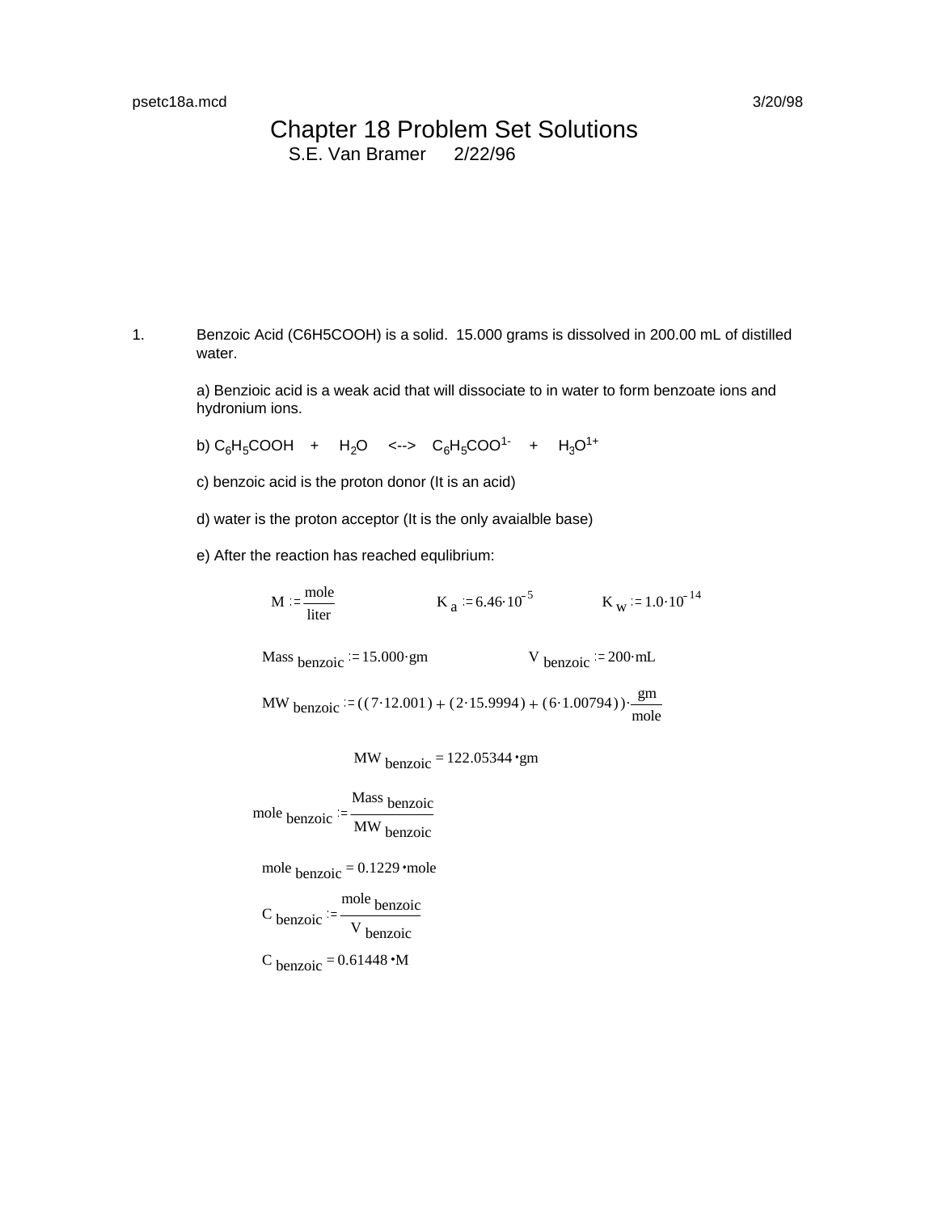# Chapter 18 Problem Set Solutions

S.E. Van Bramer 2/22/96

1. Benzoic Acid (C6H5COOH) is a solid. 15.000 grams is dissolved in 200.00 mL of distilled water.

   a) Benzioic acid is a weak acid that will dissociate to in water to form benzoate ions and hydronium ions.

   b) $C_6H_5COOH \quad + \quad H_2O \quad \text{<-->} \quad C_6H_5COO^{1-} \quad + \quad H_3O^{1+}$

   c) benzoic acid is the proton donor (It is an acid)

   d) water is the proton acceptor (It is the only avaialble base)

   e) After the reaction has reached equlibrium:

$$M := \frac{\text{mole}}{\text{liter}} \qquad K_a := 6.46 \cdot 10^{-5} \qquad K_w := 1.0 \cdot 10^{-14}$$

$$\text{Mass}_{\text{benzoic}} := 15.000 \cdot \text{gm} \qquad V_{\text{benzoic}} := 200 \cdot \text{mL}$$

$$\text{MW}_{\text{benzoic}} := ((7 \cdot 12.001) + (2 \cdot 15.9994) + (6 \cdot 1.00794)) \cdot \frac{\text{gm}}{\text{mole}}$$

$$\text{MW}_{\text{benzoic}} = 122.05344 \cdot \text{gm}$$

$$\text{mole}_{\text{benzoic}} := \frac{\text{Mass}_{\text{benzoic}}}{\text{MW}_{\text{benzoic}}}$$

$$\text{mole}_{\text{benzoic}} = 0.1229 \cdot \text{mole}$$

$$C_{\text{benzoic}} := \frac{\text{mole}_{\text{benzoic}}}{V_{\text{benzoic}}}$$

$$C_{\text{benzoic}} = 0.61448 \cdot M$$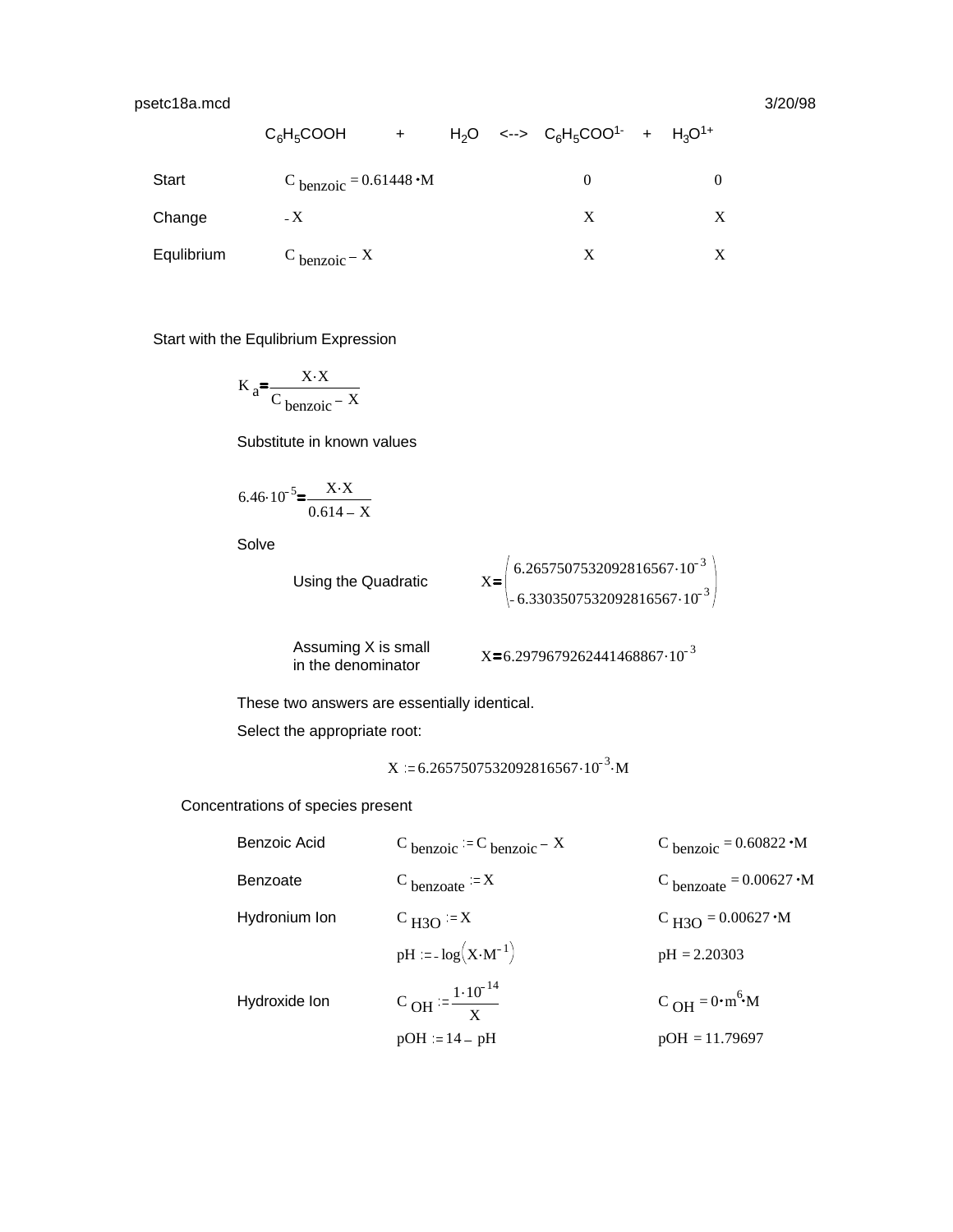psetc18a.mcd 3/20/98

| | $C_6H_5COOH$ | + | $H_2O$ | <--> | $C_6H_5COO^{1-}$ | + | $H_3O^{1+}$ |
|---|---|---|---|---|---|---|---|
| Start | $C_{benzoic} = 0.61448 \cdot M$ | | | | $0$ | | $0$ |
| Change | $-X$ | | | | $X$ | | $X$ |
| Equlibrium | $C_{benzoic} - X$ | | | | $X$ | | $X$ |

Start with the Equlibrium Expression

$$K_a = \frac{X \cdot X}{C_{benzoic} - X}$$

Substitute in known values

$$6.46 \cdot 10^{-5} = \frac{X \cdot X}{0.614 - X}$$

Solve

Using the Quadratic $X = \begin{pmatrix} 6.2657507532092816567 \cdot 10^{-3} \\ -6.3303507532092816567 \cdot 10^{-3} \end{pmatrix}$

Assuming X is small in the denominator $X = 6.2979679262441468867 \cdot 10^{-3}$

These two answers are essentially identical.

Select the appropriate root:

$$X := 6.2657507532092816567 \cdot 10^{-3} \cdot M$$

Concentrations of species present

| | | |
|---|---|---|
| Benzoic Acid | $C_{benzoic} := C_{benzoic} - X$ | $C_{benzoic} = 0.60822 \cdot M$ |
| Benzoate | $C_{benzoate} := X$ | $C_{benzoate} = 0.00627 \cdot M$ |
| Hydronium Ion | $C_{H3O} := X$ | $C_{H3O} = 0.00627 \cdot M$ |
| | $pH := -\log\left(X \cdot M^{-1}\right)$ | $pH = 2.20303$ |
| Hydroxide Ion | $C_{OH} := \frac{1 \cdot 10^{-14}}{X}$ | $C_{OH} = 0 \cdot m^6 \cdot M$ |
| | $pOH := 14 - pH$ | $pOH = 11.79697$ |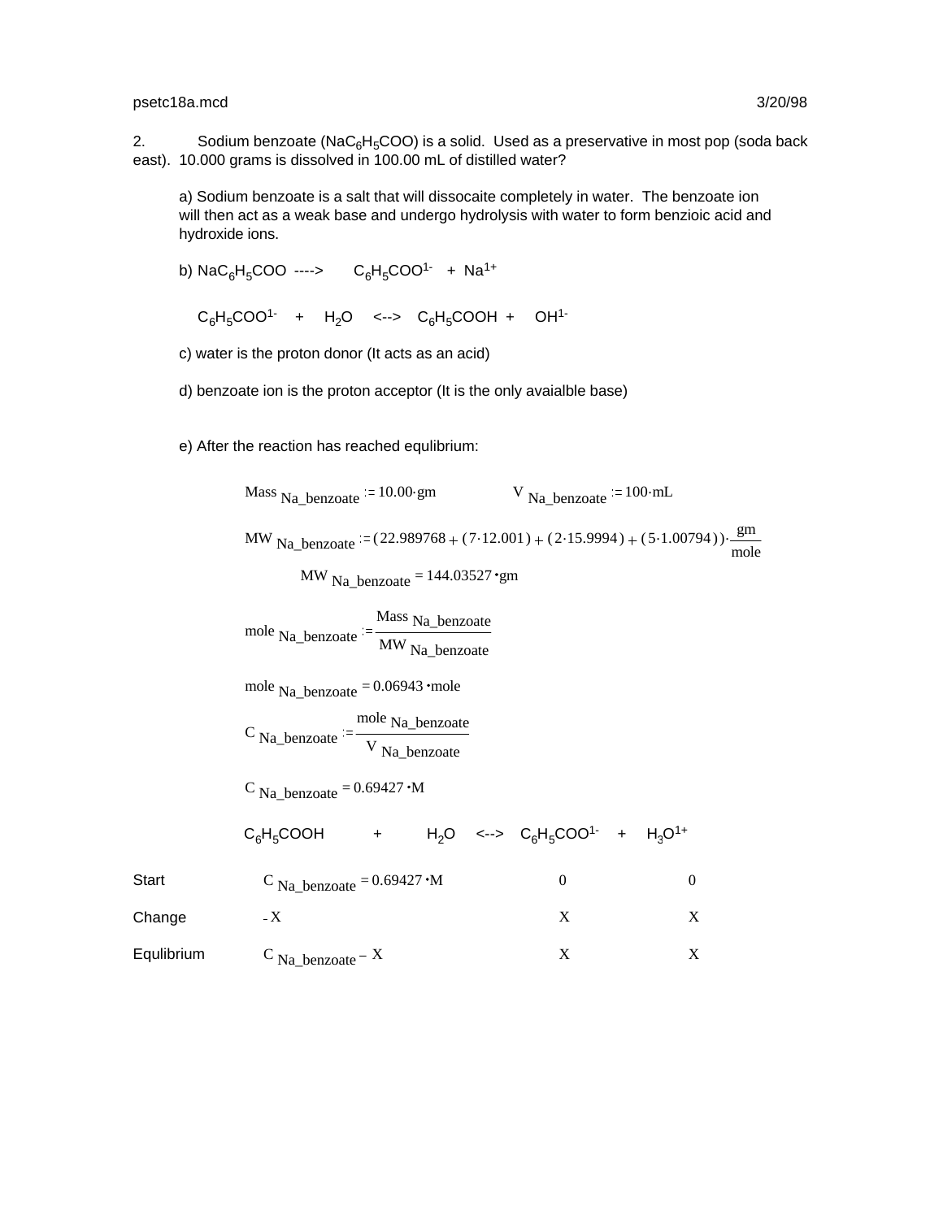2. Sodium benzoate ($NaC_6H_5COO$) is a solid. Used as a preservative in most pop (soda back east). 10.000 grams is dissolved in 100.00 mL of distilled water?

a) Sodium benzoate is a salt that will dissocaite completely in water. The benzoate ion will then act as a weak base and undergo hydrolysis with water to form benzioic acid and hydroxide ions.

b) $NaC_6H_5COO \;\text{---->}\; C_6H_5COO^{1-} + Na^{1+}$

$C_6H_5COO^{1-} + H_2O \;\text{<-->}\; C_6H_5COOH + OH^{1-}$

c) water is the proton donor (It acts as an acid)

d) benzoate ion is the proton acceptor (It is the only avaialble base)

e) After the reaction has reached equlibrium:

$$Mass_{Na\_benzoate} := 10.00 \cdot gm \qquad V_{Na\_benzoate} := 100 \cdot mL$$

$$MW_{Na\_benzoate} := (22.989768 + (7 \cdot 12.001) + (2 \cdot 15.9994) + (5 \cdot 1.00794)) \cdot \frac{gm}{mole}$$

$$MW_{Na\_benzoate} = 144.03527 \cdot gm$$

$$mole_{Na\_benzoate} := \frac{Mass_{Na\_benzoate}}{MW_{Na\_benzoate}}$$

$$mole_{Na\_benzoate} = 0.06943 \cdot mole$$

$$C_{Na\_benzoate} := \frac{mole_{Na\_benzoate}}{V_{Na\_benzoate}}$$

$$C_{Na\_benzoate} = 0.69427 \cdot M$$

| | $C_6H_5COOH$ + $H_2O$ <--> | $C_6H_5COO^{1-}$ + | $H_3O^{1+}$ |
|---|---|---|---|
| Start | $C_{Na\_benzoate} = 0.69427 \cdot M$ | 0 | 0 |
| Change | $-X$ | $X$ | $X$ |
| Equlibrium | $C_{Na\_benzoate} - X$ | $X$ | $X$ |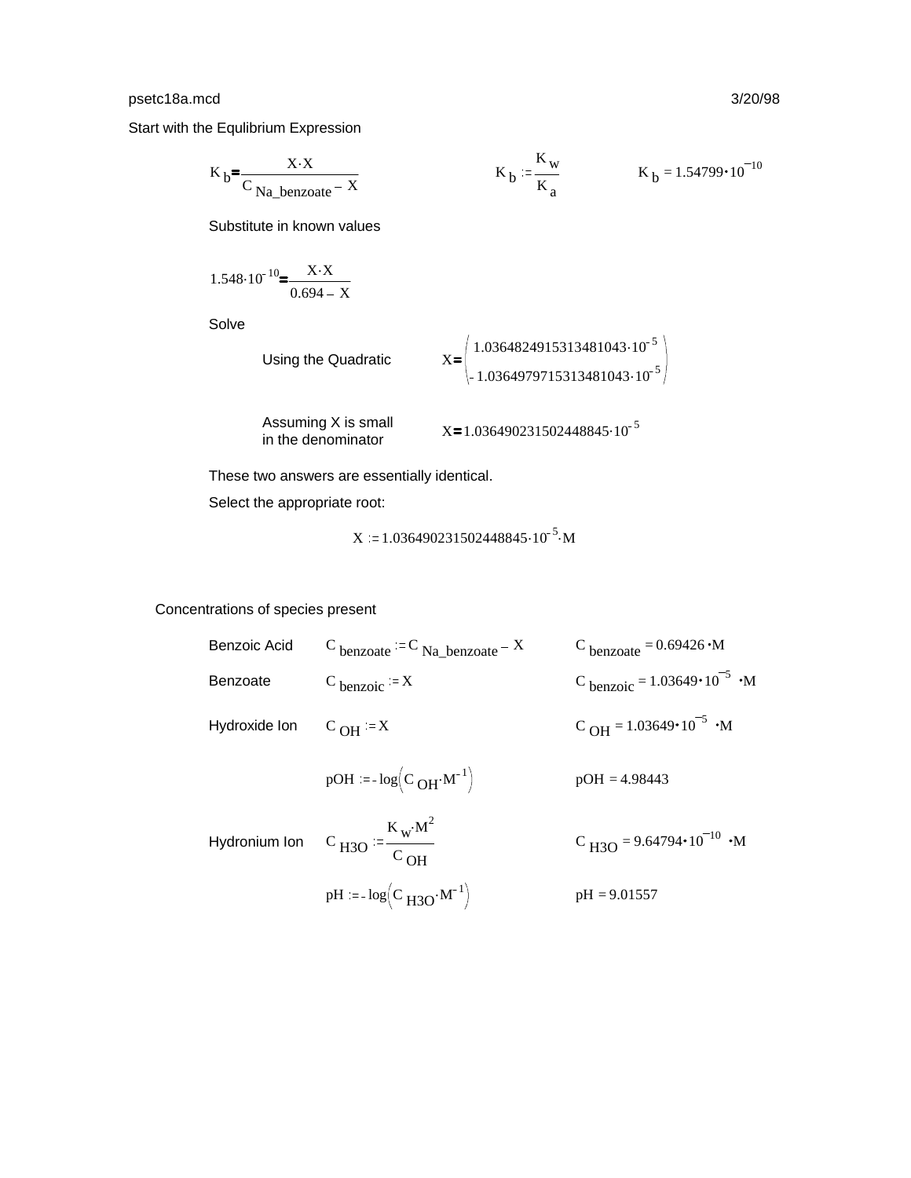psetc18a.mcd 3/20/98

Start with the Equlibrium Expression

$$K_b = \frac{X \cdot X}{C_{Na\_benzoate} - X} \qquad K_b := \frac{K_w}{K_a} \qquad K_b = 1.54799 \cdot 10^{-10}$$

Substitute in known values

$$1.548 \cdot 10^{-10} = \frac{X \cdot X}{0.694 - X}$$

Solve

Using the Quadratic

$$X = \begin{pmatrix} 1.0364824915313481043 \cdot 10^{-5} \\ -1.0364979715313481043 \cdot 10^{-5} \end{pmatrix}$$

Assuming X is small in the denominator

$$X = 1.036490231502448845 \cdot 10^{-5}$$

These two answers are essentially identical.

Select the appropriate root:

$$X := 1.036490231502448845 \cdot 10^{-5} \cdot M$$

Concentrations of species present

| | | |
|---|---|---|
| Benzoic Acid | $C_{benzoate} := C_{Na\_benzoate} - X$ | $C_{benzoate} = 0.69426 \cdot M$ |
| Benzoate | $C_{benzoic} := X$ | $C_{benzoic} = 1.03649 \cdot 10^{-5} \cdot M$ |
| Hydroxide Ion | $C_{OH} := X$ | $C_{OH} = 1.03649 \cdot 10^{-5} \cdot M$ |
| | $pOH := -\log\left(C_{OH} \cdot M^{-1}\right)$ | $pOH = 4.98443$ |
| Hydronium Ion | $C_{H3O} := \frac{K_w \cdot M^2}{C_{OH}}$ | $C_{H3O} = 9.64794 \cdot 10^{-10} \cdot M$ |
| | $pH := -\log\left(C_{H3O} \cdot M^{-1}\right)$ | $pH = 9.01557$ |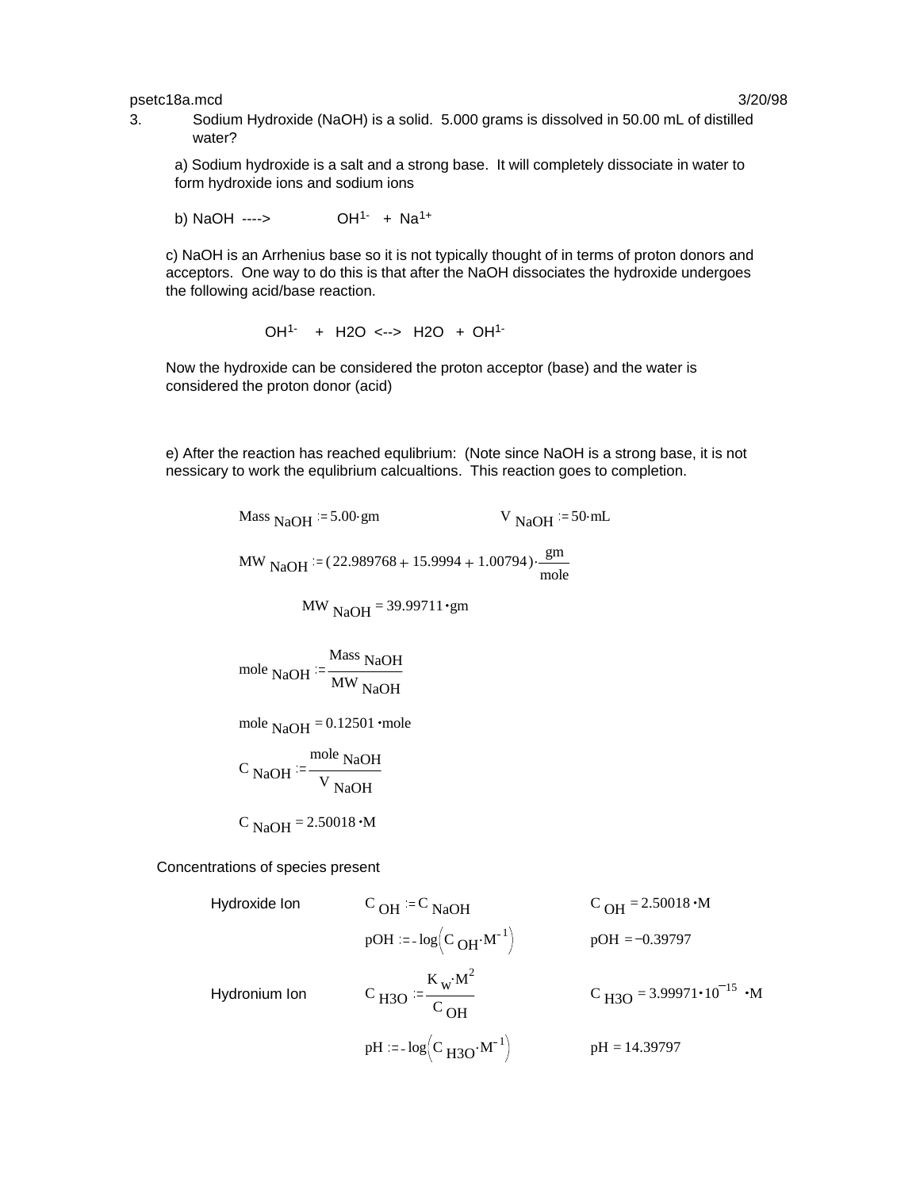3. Sodium Hydroxide (NaOH) is a solid. 5.000 grams is dissolved in 50.00 mL of distilled water?

a) Sodium hydroxide is a salt and a strong base. It will completely dissociate in water to form hydroxide ions and sodium ions

b) NaOH ----> $OH^{1-}$ + $Na^{1+}$

c) NaOH is an Arrhenius base so it is not typically thought of in terms of proton donors and acceptors. One way to do this is that after the NaOH dissociates the hydroxide undergoes the following acid/base reaction.

$$OH^{1-} + H_2O \leftrightarrow H_2O + OH^{1-}$$

Now the hydroxide can be considered the proton acceptor (base) and the water is considered the proton donor (acid)

e) After the reaction has reached equlibrium: (Note since NaOH is a strong base, it is not nessicary to work the equlibrium calcualtions. This reaction goes to completion.

$$Mass_{NaOH} := 5.00 \cdot gm \qquad V_{NaOH} := 50 \cdot mL$$

$$MW_{NaOH} := (22.989768 + 15.9994 + 1.00794) \cdot \frac{gm}{mole}$$

$$MW_{NaOH} = 39.99711 \cdot gm$$

$$mole_{NaOH} := \frac{Mass_{NaOH}}{MW_{NaOH}}$$

$$mole_{NaOH} = 0.12501 \cdot mole$$

$$C_{NaOH} := \frac{mole_{NaOH}}{V_{NaOH}}$$

$$C_{NaOH} = 2.50018 \cdot M$$

Concentrations of species present

| | | |
|---|---|---|
| Hydroxide Ion | $C_{OH} := C_{NaOH}$ | $C_{OH} = 2.50018 \cdot M$ |
| | $pOH := -\log\left(C_{OH} \cdot M^{-1}\right)$ | $pOH = -0.39797$ |
| Hydronium Ion | $C_{H3O} := \frac{K_w \cdot M^2}{C_{OH}}$ | $C_{H3O} = 3.99971 \cdot 10^{-15} \cdot M$ |
| | $pH := -\log\left(C_{H3O} \cdot M^{-1}\right)$ | $pH = 14.39797$ |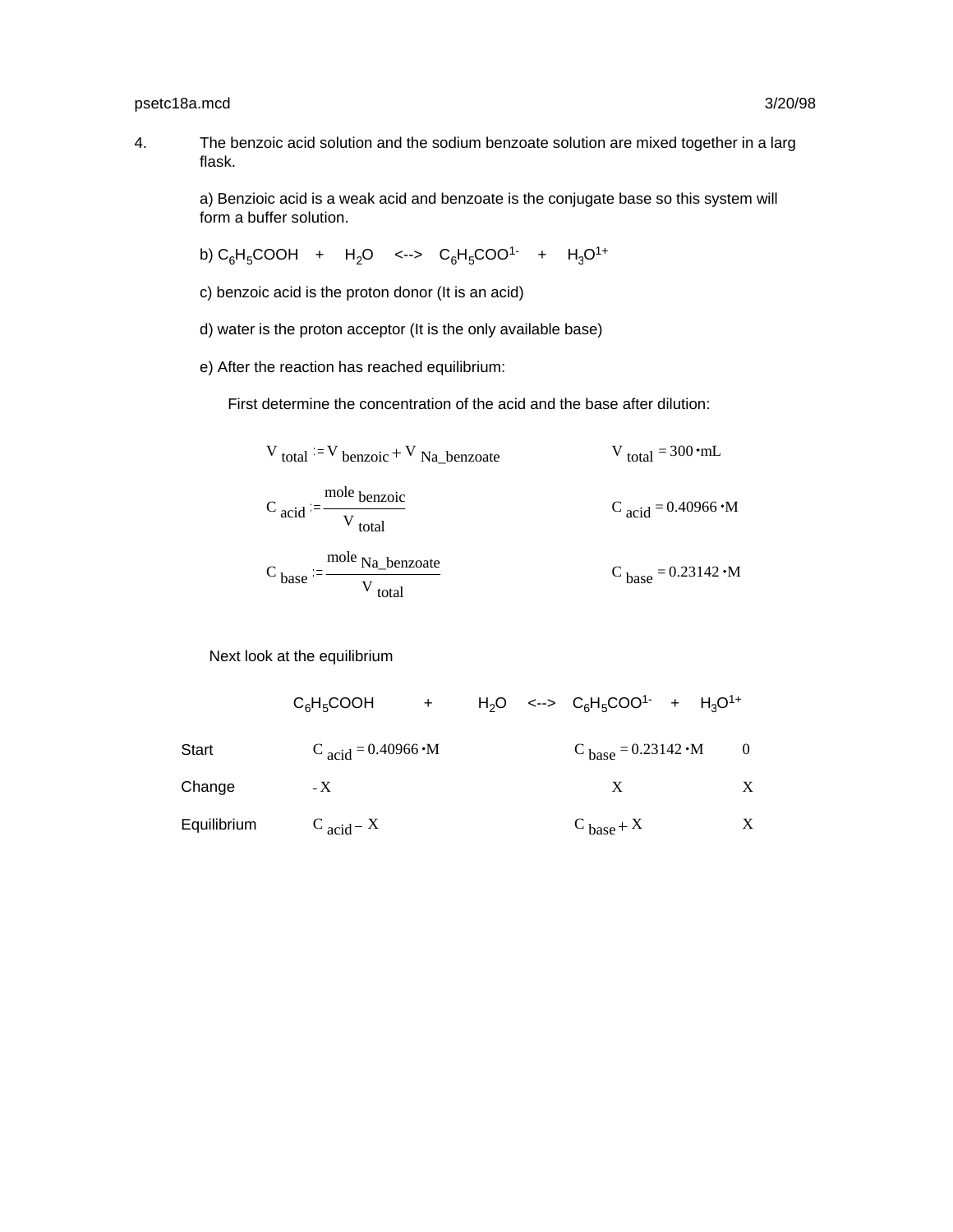4. The benzoic acid solution and the sodium benzoate solution are mixed together in a larg flask.

   a) Benzioic acid is a weak acid and benzoate is the conjugate base so this system will form a buffer solution.

   b) $C_6H_5COOH + H_2O \leftrightarrow C_6H_5COO^{1-} + H_3O^{1+}$

   c) benzoic acid is the proton donor (It is an acid)

   d) water is the proton acceptor (It is the only available base)

   e) After the reaction has reached equilibrium:

   First determine the concentration of the acid and the base after dilution:

$$V_{total} := V_{benzoic} + V_{Na\_benzoate} \qquad V_{total} = 300 \cdot mL$$

$$C_{acid} := \frac{mole_{benzoic}}{V_{total}} \qquad C_{acid} = 0.40966 \cdot M$$

$$C_{base} := \frac{mole_{Na\_benzoate}}{V_{total}} \qquad C_{base} = 0.23142 \cdot M$$

Next look at the equilibrium

|  | $C_6H_5COOH$ | + | $H_2O$ | <--> | $C_6H_5COO^{1-}$ | + | $H_3O^{1+}$ |
|---|---|---|---|---|---|---|---|
| Start | $C_{acid} = 0.40966 \cdot M$ |  |  |  | $C_{base} = 0.23142 \cdot M$ |  | 0 |
| Change | $-X$ |  |  |  | $X$ |  | $X$ |
| Equilibrium | $C_{acid} - X$ |  |  |  | $C_{base} + X$ |  | $X$ |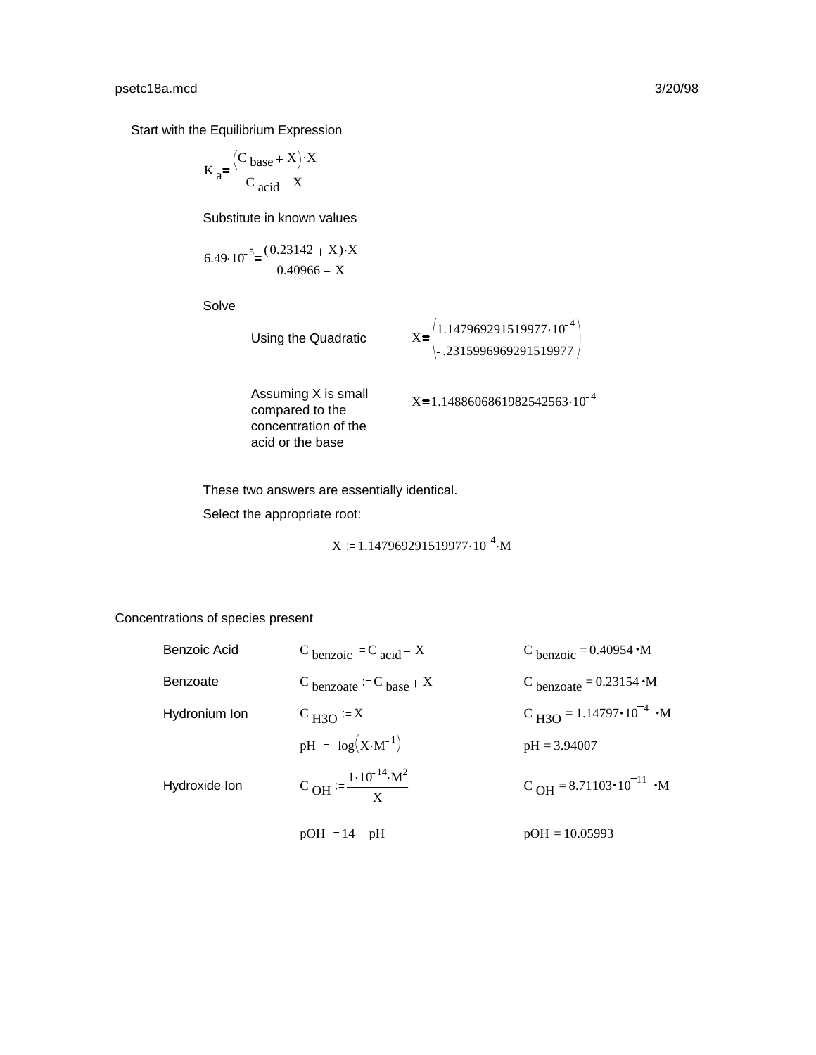Start with the Equilibrium Expression

$$K_a = \frac{(C_{base} + X)\cdot X}{C_{acid} - X}$$

Substitute in known values

$$6.49\cdot 10^{-5} = \frac{(0.23142 + X)\cdot X}{0.40966 - X}$$

Solve

Using the Quadratic

$$X = \begin{pmatrix} 1.147969291519977\cdot 10^{-4} \\ -.2315996969291519977 \end{pmatrix}$$

Assuming X is small compared to the concentration of the acid or the base

$$X = 1.1488606861982542563\cdot 10^{-4}$$

These two answers are essentially identical.

Select the appropriate root:

$$X := 1.147969291519977\cdot 10^{-4}\cdot M$$

Concentrations of species present

| | | |
|---|---|---|
| Benzoic Acid | $C_{benzoic} := C_{acid} - X$ | $C_{benzoic} = 0.40954 \cdot M$ |
| Benzoate | $C_{benzoate} := C_{base} + X$ | $C_{benzoate} = 0.23154 \cdot M$ |
| Hydronium Ion | $C_{H3O} := X$ | $C_{H3O} = 1.14797 \cdot 10^{-4} \cdot M$ |
| | $pH := -\log(X\cdot M^{-1})$ | $pH = 3.94007$ |
| Hydroxide Ion | $C_{OH} := \frac{1\cdot 10^{-14}\cdot M^2}{X}$ | $C_{OH} = 8.71103 \cdot 10^{-11} \cdot M$ |
| | $pOH := 14 - pH$ | $pOH = 10.05993$ |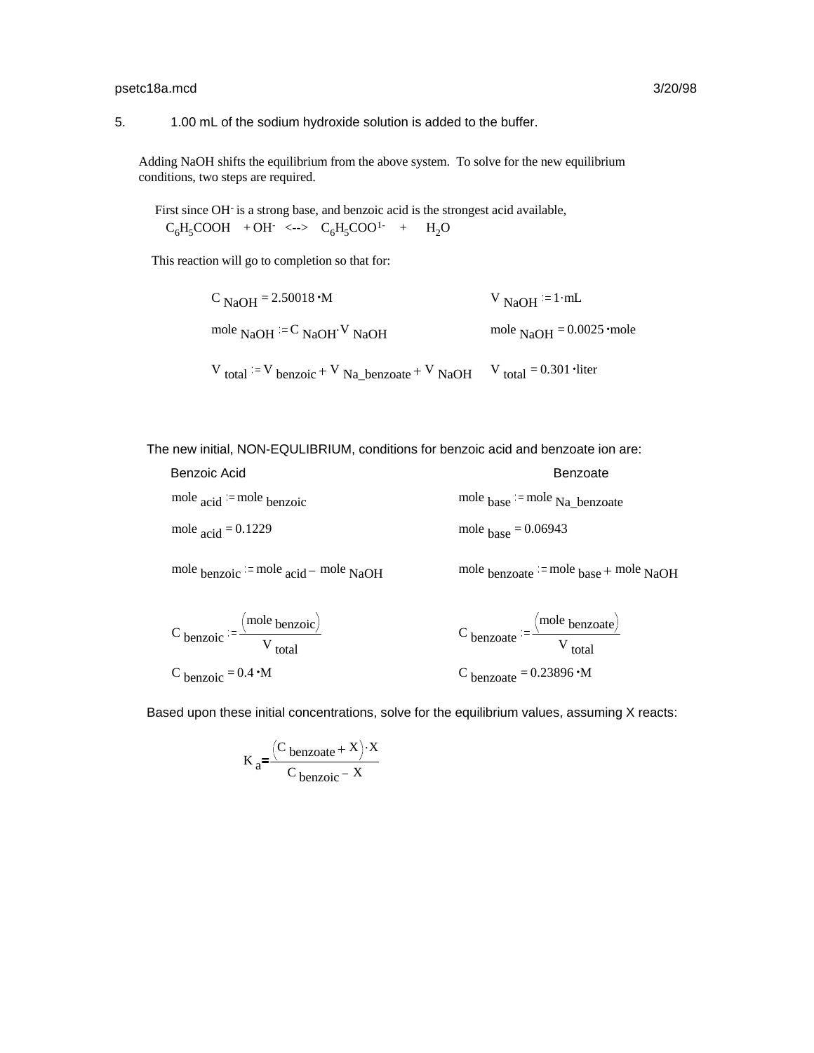5. 1.00 mL of the sodium hydroxide solution is added to the buffer.

Adding NaOH shifts the equilibrium from the above system. To solve for the new equilibrium conditions, two steps are required.

First since $OH^-$ is a strong base, and benzoic acid is the strongest acid available,

$$C_6H_5COOH \ + OH^- \ \langle\text{-->} \ C_6H_5COO^{1-} \ + \ H_2O$$

This reaction will go to completion so that for:

| | |
|---|---|
| $C_{NaOH} = 2.50018 \cdot M$ | $V_{NaOH} := 1 \cdot mL$ |
| $mole_{NaOH} := C_{NaOH} \cdot V_{NaOH}$ | $mole_{NaOH} = 0.0025 \cdot mole$ |
| $V_{total} := V_{benzoic} + V_{Na\_benzoate} + V_{NaOH}$ | $V_{total} = 0.301 \cdot liter$ |

The new initial, NON-EQULIBRIUM, conditions for benzoic acid and benzoate ion are:

| Benzoic Acid | Benzoate |
|---|---|
| $mole_{acid} := mole_{benzoic}$ | $mole_{base} := mole_{Na\_benzoate}$ |
| $mole_{acid} = 0.1229$ | $mole_{base} = 0.06943$ |
| $mole_{benzoic} := mole_{acid} - mole_{NaOH}$ | $mole_{benzoate} := mole_{base} + mole_{NaOH}$ |
| $C_{benzoic} := \dfrac{(mole_{benzoic})}{V_{total}}$ | $C_{benzoate} := \dfrac{(mole_{benzoate})}{V_{total}}$ |
| $C_{benzoic} = 0.4 \cdot M$ | $C_{benzoate} = 0.23896 \cdot M$ |

Based upon these initial concentrations, solve for the equilibrium values, assuming X reacts:

$$K_a = \frac{(C_{benzoate} + X) \cdot X}{C_{benzoic} - X}$$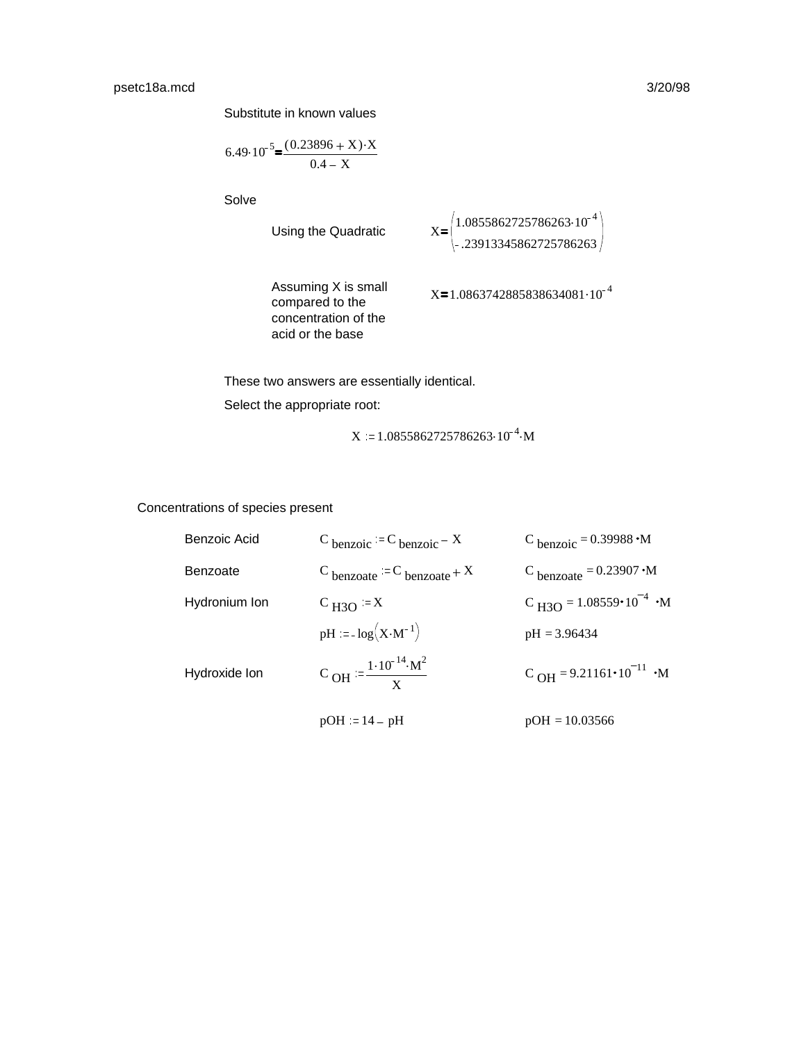Substitute in known values

$$6.49 \cdot 10^{-5} = \frac{(0.23896 + X) \cdot X}{0.4 - X}$$

Solve

Using the Quadratic

$$X = \begin{pmatrix} 1.0855862725786263 \cdot 10^{-4} \\ -.23913345862725786263 \end{pmatrix}$$

Assuming X is small compared to the concentration of the acid or the base

$$X = 1.0863742885838634081 \cdot 10^{-4}$$

These two answers are essentially identical.

Select the appropriate root:

$$X := 1.0855862725786263 \cdot 10^{-4} \cdot M$$

Concentrations of species present

| | | |
|---|---|---|
| Benzoic Acid | $C_{benzoic} := C_{benzoic} - X$ | $C_{benzoic} = 0.39988 \cdot M$ |
| Benzoate | $C_{benzoate} := C_{benzoate} + X$ | $C_{benzoate} = 0.23907 \cdot M$ |
| Hydronium Ion | $C_{H3O} := X$ | $C_{H3O} = 1.08559 \cdot 10^{-4} \cdot M$ |
| | $pH := -\log\left(X \cdot M^{-1}\right)$ | $pH = 3.96434$ |
| Hydroxide Ion | $C_{OH} := \frac{1 \cdot 10^{-14} \cdot M^2}{X}$ | $C_{OH} = 9.21161 \cdot 10^{-11} \cdot M$ |
| | $pOH := 14 - pH$ | $pOH = 10.03566$ |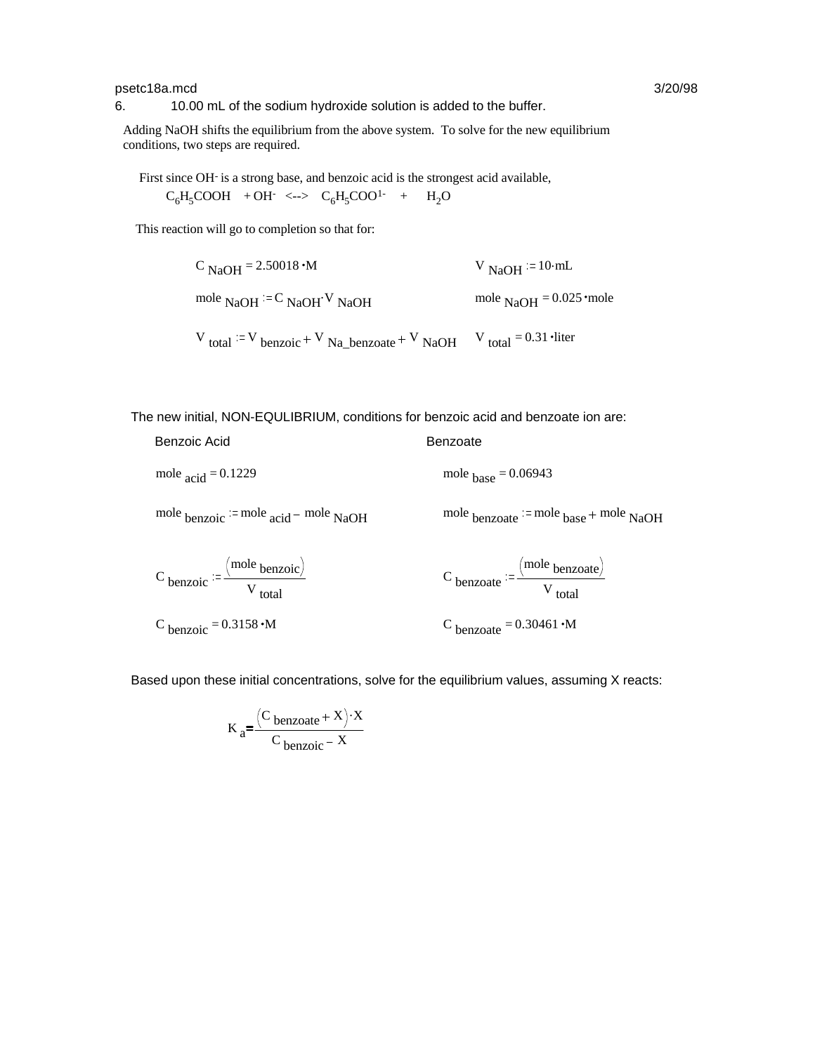6. 10.00 mL of the sodium hydroxide solution is added to the buffer.

Adding NaOH shifts the equilibrium from the above system. To solve for the new equilibrium conditions, two steps are required.

First since $OH^-$ is a strong base, and benzoic acid is the strongest acid available,

$$C_6H_5COOH + OH^- \longleftrightarrow C_6H_5COO^{1-} + H_2O$$

This reaction will go to completion so that for:

$C_{NaOH} = 2.50018 \cdot M$ $\qquad V_{NaOH} := 10 \cdot mL$

$mole_{NaOH} := C_{NaOH} \cdot V_{NaOH}$ $\qquad mole_{NaOH} = 0.025 \cdot mole$

$V_{total} := V_{benzoic} + V_{Na\_benzoate} + V_{NaOH}$ $\qquad V_{total} = 0.31 \cdot liter$

The new initial, NON-EQULIBRIUM, conditions for benzoic acid and benzoate ion are:

| Benzoic Acid | Benzoate |
|---|---|
| $mole_{acid} = 0.1229$ | $mole_{base} = 0.06943$ |
| $mole_{benzoic} := mole_{acid} - mole_{NaOH}$ | $mole_{benzoate} := mole_{base} + mole_{NaOH}$ |
| $C_{benzoic} := \dfrac{(mole_{benzoic})}{V_{total}}$ | $C_{benzoate} := \dfrac{(mole_{benzoate})}{V_{total}}$ |
| $C_{benzoic} = 0.3158 \cdot M$ | $C_{benzoate} = 0.30461 \cdot M$ |

Based upon these initial concentrations, solve for the equilibrium values, assuming X reacts:

$$K_a = \frac{(C_{benzoate} + X) \cdot X}{C_{benzoic} - X}$$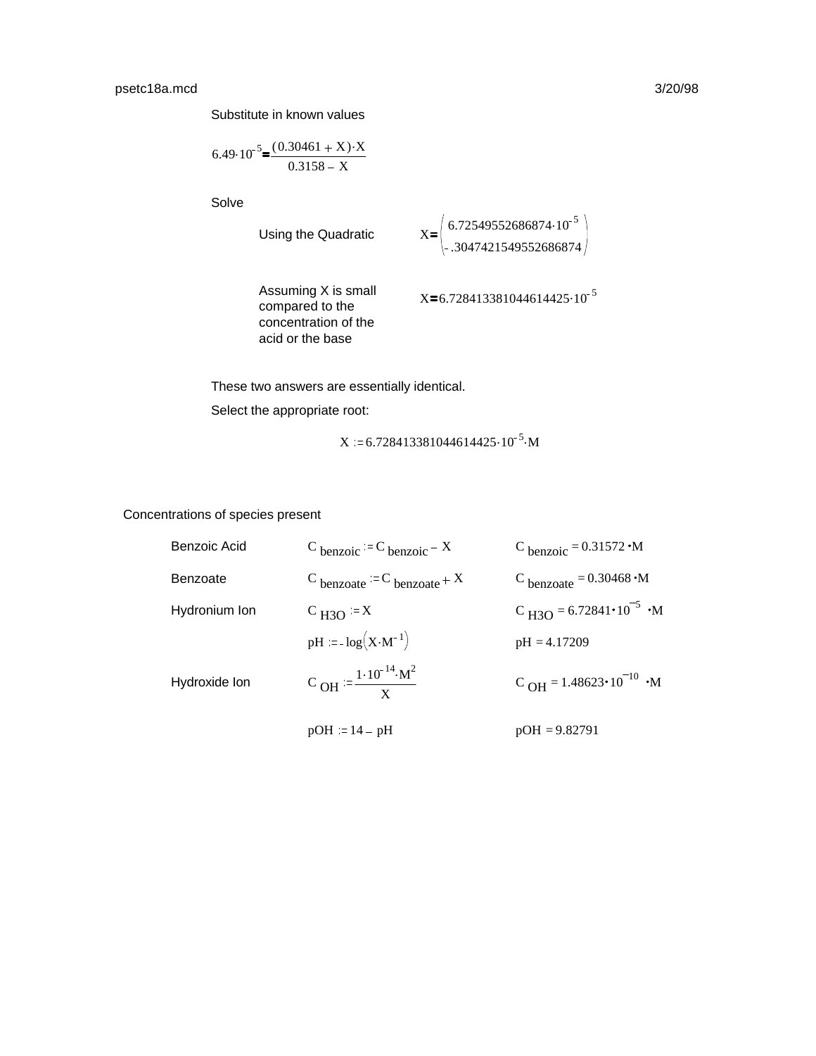Substitute in known values

$$6.49 \cdot 10^{-5} = \frac{(0.30461 + X) \cdot X}{0.3158 - X}$$

Solve

Using the Quadratic

$$X = \begin{pmatrix} 6.72549552686874 \cdot 10^{-5} \\ -.3047421549552686874 \end{pmatrix}$$

Assuming X is small compared to the concentration of the acid or the base

$$X = 6.728413381044614425 \cdot 10^{-5}$$

These two answers are essentially identical.

Select the appropriate root:

$$X := 6.728413381044614425 \cdot 10^{-5} \cdot M$$

Concentrations of species present

| | | |
|---|---|---|
| Benzoic Acid | $C_{benzoic} := C_{benzoic} - X$ | $C_{benzoic} = 0.31572 \cdot M$ |
| Benzoate | $C_{benzoate} := C_{benzoate} + X$ | $C_{benzoate} = 0.30468 \cdot M$ |
| Hydronium Ion | $C_{H3O} := X$ | $C_{H3O} = 6.72841 \cdot 10^{-5} \cdot M$ |
| | $pH := -\log\left(X \cdot M^{-1}\right)$ | $pH = 4.17209$ |
| Hydroxide Ion | $C_{OH} := \frac{1 \cdot 10^{-14} \cdot M^2}{X}$ | $C_{OH} = 1.48623 \cdot 10^{-10} \cdot M$ |
| | $pOH := 14 - pH$ | $pOH = 9.82791$ |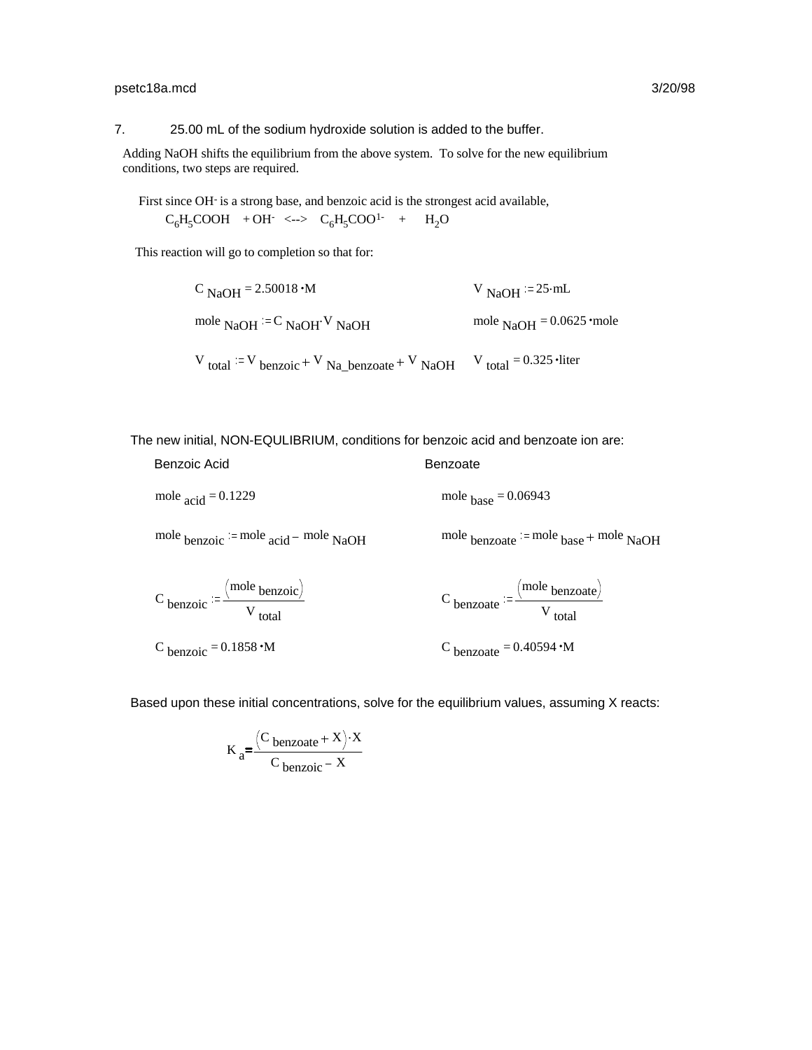7. 25.00 mL of the sodium hydroxide solution is added to the buffer.

Adding NaOH shifts the equilibrium from the above system. To solve for the new equilibrium conditions, two steps are required.

First since $OH^-$ is a strong base, and benzoic acid is the strongest acid available,

$$C_6H_5COOH + OH^- \leftrightarrow C_6H_5COO^{1-} + H_2O$$

This reaction will go to completion so that for:

$C_{NaOH} = 2.50018 \cdot M$ $\qquad$ $V_{NaOH} := 25 \cdot mL$

$mole_{NaOH} := C_{NaOH} \cdot V_{NaOH}$ $\qquad$ $mole_{NaOH} = 0.0625 \cdot mole$

$V_{total} := V_{benzoic} + V_{Na\_benzoate} + V_{NaOH}$ $\qquad$ $V_{total} = 0.325 \cdot liter$

The new initial, NON-EQULIBRIUM, conditions for benzoic acid and benzoate ion are:

| Benzoic Acid | Benzoate |
|---|---|
| $mole_{acid} = 0.1229$ | $mole_{base} = 0.06943$ |
| $mole_{benzoic} := mole_{acid} - mole_{NaOH}$ | $mole_{benzoate} := mole_{base} + mole_{NaOH}$ |
| $C_{benzoic} := \dfrac{(mole_{benzoic})}{V_{total}}$ | $C_{benzoate} := \dfrac{(mole_{benzoate})}{V_{total}}$ |
| $C_{benzoic} = 0.1858 \cdot M$ | $C_{benzoate} = 0.40594 \cdot M$ |

Based upon these initial concentrations, solve for the equilibrium values, assuming X reacts:

$$K_a = \frac{(C_{benzoate} + X) \cdot X}{C_{benzoic} - X}$$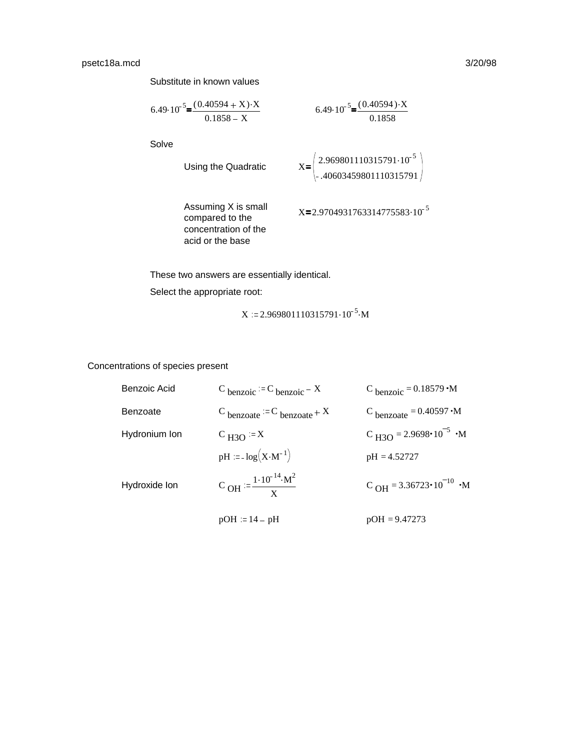Substitute in known values

$$6.49\cdot 10^{-5} = \frac{(0.40594 + X)\cdot X}{0.1858 - X} \qquad 6.49\cdot 10^{-5} = \frac{(0.40594)\cdot X}{0.1858}$$

Solve

Using the Quadratic

$$X = \begin{pmatrix} 2.969801110315791\cdot 10^{-5} \\ -.40603459801110315791 \end{pmatrix}$$

Assuming X is small compared to the concentration of the acid or the base

$$X = 2.9704931763314775583\cdot 10^{-5}$$

These two answers are essentially identical.

Select the appropriate root:

$$X := 2.969801110315791\cdot 10^{-5}\cdot M$$

Concentrations of species present

| | | |
|---|---|---|
| Benzoic Acid | $C_{benzoic} := C_{benzoic} - X$ | $C_{benzoic} = 0.18579\cdot M$ |
| Benzoate | $C_{benzoate} := C_{benzoate} + X$ | $C_{benzoate} = 0.40597\cdot M$ |
| Hydronium Ion | $C_{H3O} := X$ | $C_{H3O} = 2.9698\cdot 10^{-5}\cdot M$ |
| | $pH := -\log\left(X\cdot M^{-1}\right)$ | $pH = 4.52727$ |
| Hydroxide Ion | $C_{OH} := \frac{1\cdot 10^{-14}\cdot M^2}{X}$ | $C_{OH} = 3.36723\cdot 10^{-10}\cdot M$ |
| | $pOH := 14 - pH$ | $pOH = 9.47273$ |